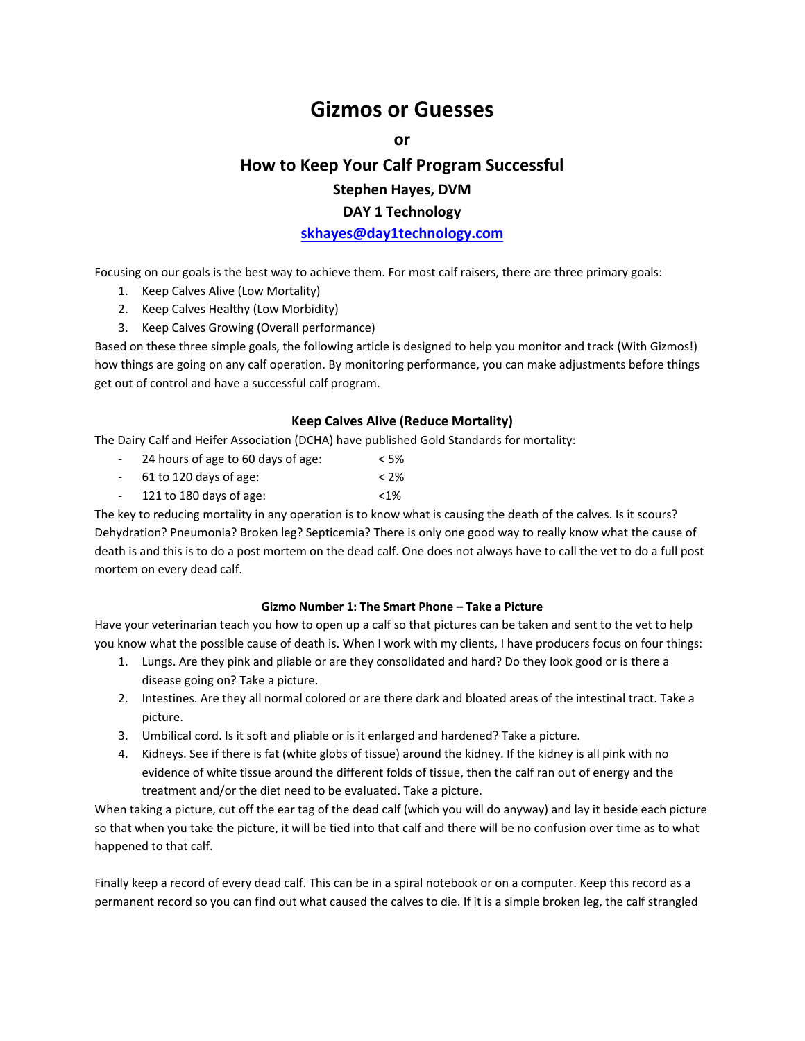# Gizmos or Guesses

**or**

## How to Keep Your Calf Program Successful

**Stephen Hayes, DVM**

**DAY 1 Technology**

**[skhayes@day1technology.com](mailto:skhayes@day1technology.com)**

Focusing on our goals is the best way to achieve them. For most calf raisers, there are three primary goals:

1. Keep Calves Alive (Low Mortality)
2. Keep Calves Healthy (Low Morbidity)
3. Keep Calves Growing (Overall performance)

Based on these three simple goals, the following article is designed to help you monitor and track (With Gizmos!) how things are going on any calf operation. By monitoring performance, you can make adjustments before things get out of control and have a successful calf program.

### Keep Calves Alive (Reduce Mortality)

The Dairy Calf and Heifer Association (DCHA) have published Gold Standards for mortality:

- 24 hours of age to 60 days of age: < 5%
- 61 to 120 days of age: < 2%
- 121 to 180 days of age: <1%

The key to reducing mortality in any operation is to know what is causing the death of the calves. Is it scours? Dehydration? Pneumonia? Broken leg? Septicemia? There is only one good way to really know what the cause of death is and this is to do a post mortem on the dead calf. One does not always have to call the vet to do a full post mortem on every dead calf.

#### Gizmo Number 1: The Smart Phone – Take a Picture

Have your veterinarian teach you how to open up a calf so that pictures can be taken and sent to the vet to help you know what the possible cause of death is. When I work with my clients, I have producers focus on four things:

1. Lungs. Are they pink and pliable or are they consolidated and hard? Do they look good or is there a disease going on? Take a picture.
2. Intestines. Are they all normal colored or are there dark and bloated areas of the intestinal tract. Take a picture.
3. Umbilical cord. Is it soft and pliable or is it enlarged and hardened? Take a picture.
4. Kidneys. See if there is fat (white globs of tissue) around the kidney. If the kidney is all pink with no evidence of white tissue around the different folds of tissue, then the calf ran out of energy and the treatment and/or the diet need to be evaluated. Take a picture.

When taking a picture, cut off the ear tag of the dead calf (which you will do anyway) and lay it beside each picture so that when you take the picture, it will be tied into that calf and there will be no confusion over time as to what happened to that calf.

Finally keep a record of every dead calf. This can be in a spiral notebook or on a computer. Keep this record as a permanent record so you can find out what caused the calves to die. If it is a simple broken leg, the calf strangled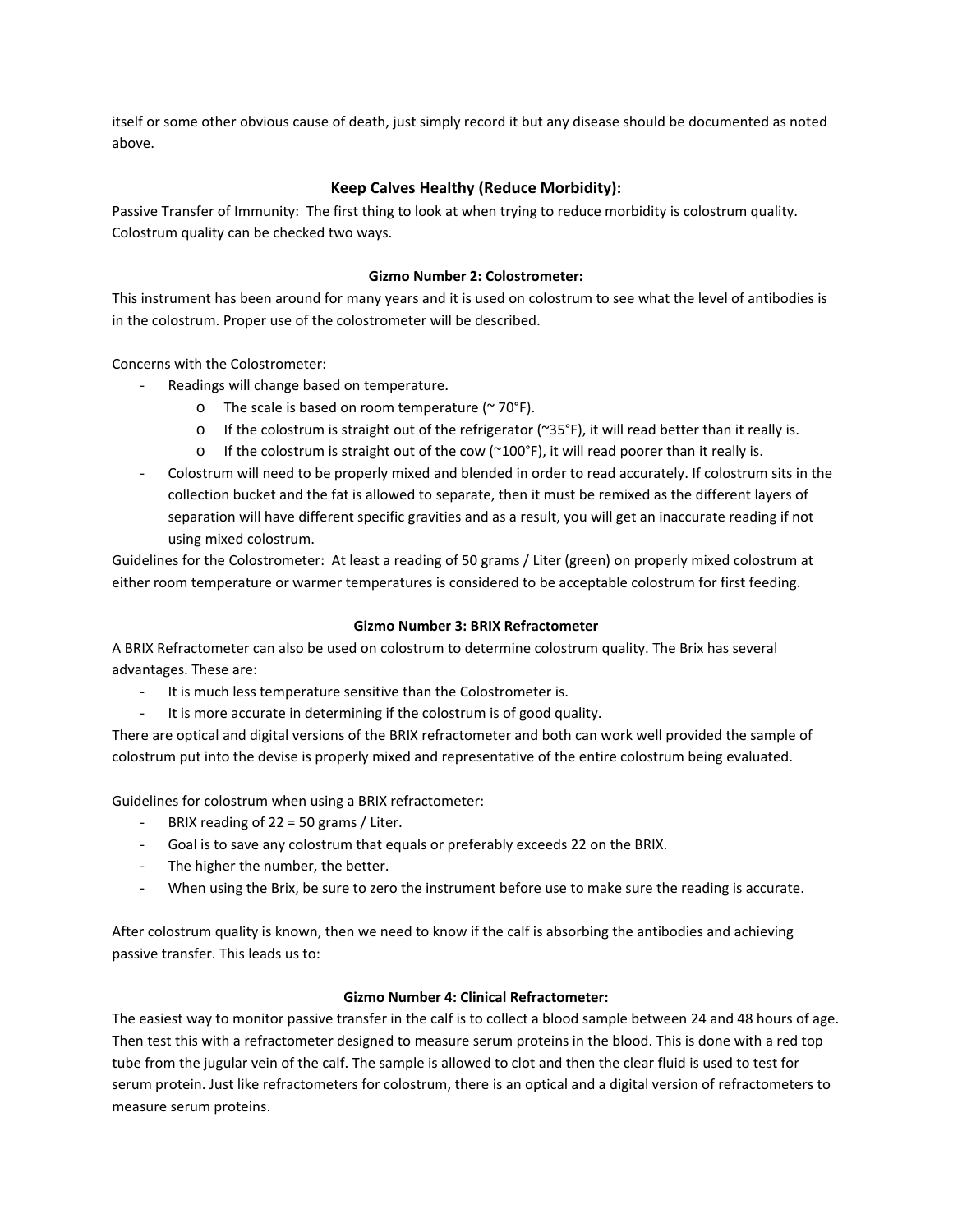itself or some other obvious cause of death, just simply record it but any disease should be documented as noted above.

## Keep Calves Healthy (Reduce Morbidity):

Passive Transfer of Immunity: The first thing to look at when trying to reduce morbidity is colostrum quality. Colostrum quality can be checked two ways.

### Gizmo Number 2: Colostrometer:

This instrument has been around for many years and it is used on colostrum to see what the level of antibodies is in the colostrum. Proper use of the colostrometer will be described.

Concerns with the Colostrometer:

- Readings will change based on temperature.
  - The scale is based on room temperature (~ 70°F).
  - If the colostrum is straight out of the refrigerator (~35°F), it will read better than it really is.
  - If the colostrum is straight out of the cow (~100°F), it will read poorer than it really is.
- Colostrum will need to be properly mixed and blended in order to read accurately. If colostrum sits in the collection bucket and the fat is allowed to separate, then it must be remixed as the different layers of separation will have different specific gravities and as a result, you will get an inaccurate reading if not using mixed colostrum.

Guidelines for the Colostrometer: At least a reading of 50 grams / Liter (green) on properly mixed colostrum at either room temperature or warmer temperatures is considered to be acceptable colostrum for first feeding.

### Gizmo Number 3: BRIX Refractometer

A BRIX Refractometer can also be used on colostrum to determine colostrum quality. The Brix has several advantages. These are:

- It is much less temperature sensitive than the Colostrometer is.
- It is more accurate in determining if the colostrum is of good quality.

There are optical and digital versions of the BRIX refractometer and both can work well provided the sample of colostrum put into the devise is properly mixed and representative of the entire colostrum being evaluated.

Guidelines for colostrum when using a BRIX refractometer:

- BRIX reading of 22 = 50 grams / Liter.
- Goal is to save any colostrum that equals or preferably exceeds 22 on the BRIX.
- The higher the number, the better.
- When using the Brix, be sure to zero the instrument before use to make sure the reading is accurate.

After colostrum quality is known, then we need to know if the calf is absorbing the antibodies and achieving passive transfer. This leads us to:

### Gizmo Number 4: Clinical Refractometer:

The easiest way to monitor passive transfer in the calf is to collect a blood sample between 24 and 48 hours of age. Then test this with a refractometer designed to measure serum proteins in the blood. This is done with a red top tube from the jugular vein of the calf. The sample is allowed to clot and then the clear fluid is used to test for serum protein. Just like refractometers for colostrum, there is an optical and a digital version of refractometers to measure serum proteins.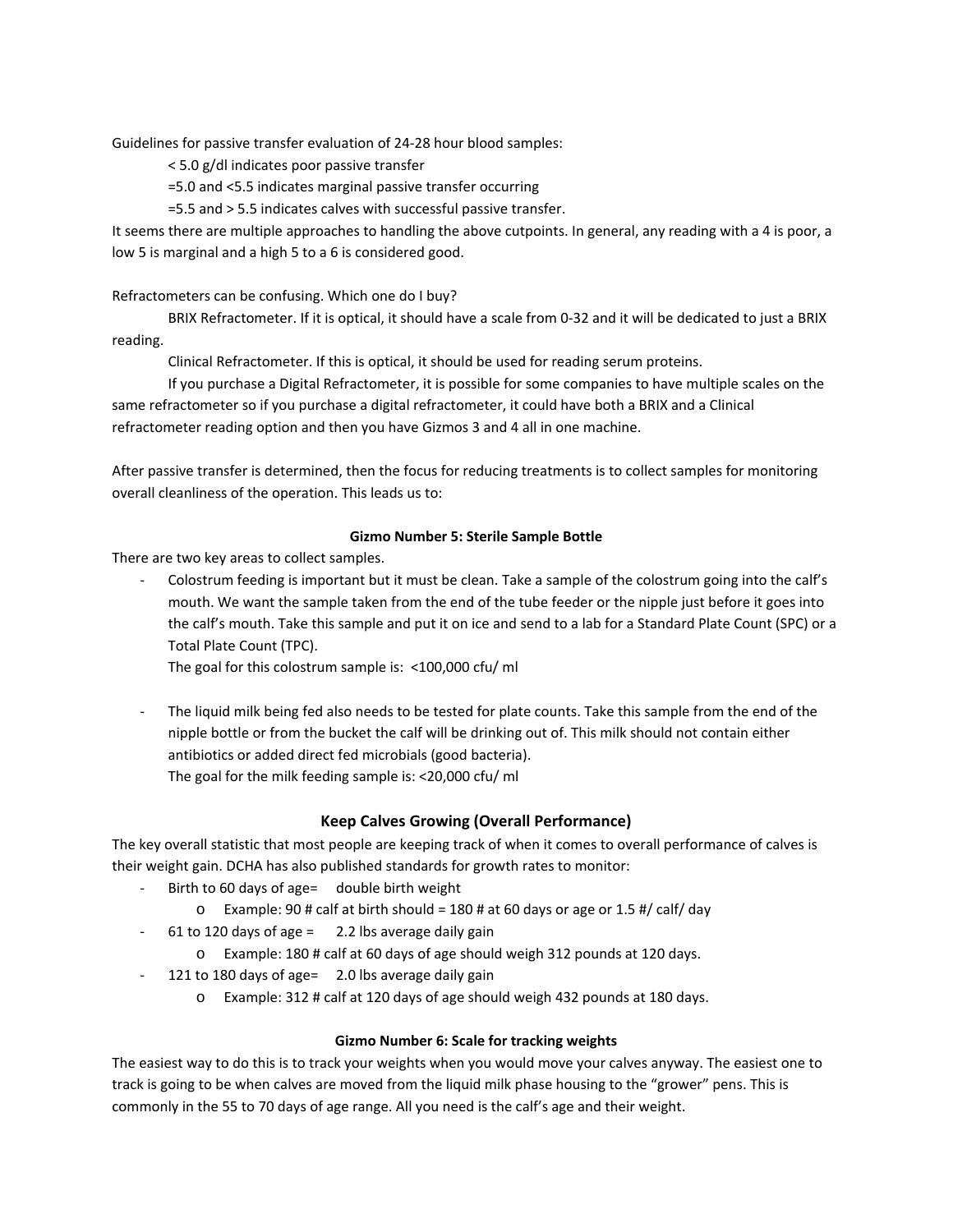Guidelines for passive transfer evaluation of 24-28 hour blood samples:

< 5.0 g/dl indicates poor passive transfer

=5.0 and <5.5 indicates marginal passive transfer occurring

=5.5 and > 5.5 indicates calves with successful passive transfer.

It seems there are multiple approaches to handling the above cutpoints. In general, any reading with a 4 is poor, a low 5 is marginal and a high 5 to a 6 is considered good.

Refractometers can be confusing. Which one do I buy?

BRIX Refractometer. If it is optical, it should have a scale from 0-32 and it will be dedicated to just a BRIX reading.

Clinical Refractometer. If this is optical, it should be used for reading serum proteins.

If you purchase a Digital Refractometer, it is possible for some companies to have multiple scales on the same refractometer so if you purchase a digital refractometer, it could have both a BRIX and a Clinical refractometer reading option and then you have Gizmos 3 and 4 all in one machine.

After passive transfer is determined, then the focus for reducing treatments is to collect samples for monitoring overall cleanliness of the operation. This leads us to:

**Gizmo Number 5: Sterile Sample Bottle**

There are two key areas to collect samples.

- Colostrum feeding is important but it must be clean. Take a sample of the colostrum going into the calf's mouth. We want the sample taken from the end of the tube feeder or the nipple just before it goes into the calf's mouth. Take this sample and put it on ice and send to a lab for a Standard Plate Count (SPC) or a Total Plate Count (TPC).

  The goal for this colostrum sample is: <100,000 cfu/ ml

- The liquid milk being fed also needs to be tested for plate counts. Take this sample from the end of the nipple bottle or from the bucket the calf will be drinking out of. This milk should not contain either antibiotics or added direct fed microbials (good bacteria).

  The goal for the milk feeding sample is: <20,000 cfu/ ml

## Keep Calves Growing (Overall Performance)

The key overall statistic that most people are keeping track of when it comes to overall performance of calves is their weight gain. DCHA has also published standards for growth rates to monitor:

- Birth to 60 days of age= double birth weight
  - Example: 90 # calf at birth should = 180 # at 60 days or age or 1.5 #/ calf/ day
- 61 to 120 days of age = 2.2 lbs average daily gain
  - Example: 180 # calf at 60 days of age should weigh 312 pounds at 120 days.
- 121 to 180 days of age= 2.0 lbs average daily gain
  - Example: 312 # calf at 120 days of age should weigh 432 pounds at 180 days.

**Gizmo Number 6: Scale for tracking weights**

The easiest way to do this is to track your weights when you would move your calves anyway. The easiest one to track is going to be when calves are moved from the liquid milk phase housing to the "grower" pens. This is commonly in the 55 to 70 days of age range. All you need is the calf's age and their weight.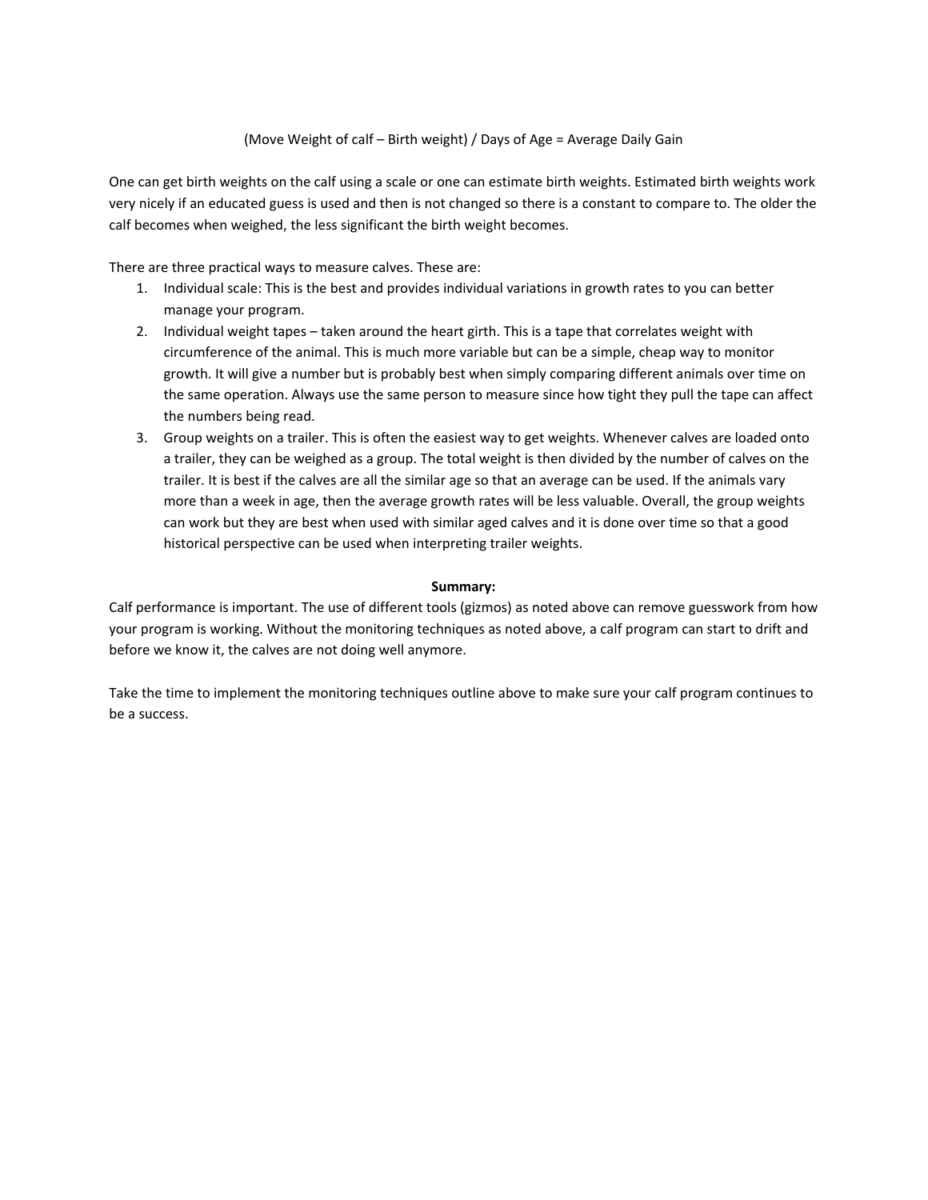(Move Weight of calf – Birth weight) / Days of Age = Average Daily Gain

One can get birth weights on the calf using a scale or one can estimate birth weights. Estimated birth weights work very nicely if an educated guess is used and then is not changed so there is a constant to compare to. The older the calf becomes when weighed, the less significant the birth weight becomes.

There are three practical ways to measure calves. These are:

1. Individual scale: This is the best and provides individual variations in growth rates to you can better manage your program.
2. Individual weight tapes – taken around the heart girth. This is a tape that correlates weight with circumference of the animal. This is much more variable but can be a simple, cheap way to monitor growth. It will give a number but is probably best when simply comparing different animals over time on the same operation. Always use the same person to measure since how tight they pull the tape can affect the numbers being read.
3. Group weights on a trailer. This is often the easiest way to get weights. Whenever calves are loaded onto a trailer, they can be weighed as a group. The total weight is then divided by the number of calves on the trailer. It is best if the calves are all the similar age so that an average can be used. If the animals vary more than a week in age, then the average growth rates will be less valuable. Overall, the group weights can work but they are best when used with similar aged calves and it is done over time so that a good historical perspective can be used when interpreting trailer weights.

**Summary:**

Calf performance is important. The use of different tools (gizmos) as noted above can remove guesswork from how your program is working. Without the monitoring techniques as noted above, a calf program can start to drift and before we know it, the calves are not doing well anymore.

Take the time to implement the monitoring techniques outline above to make sure your calf program continues to be a success.